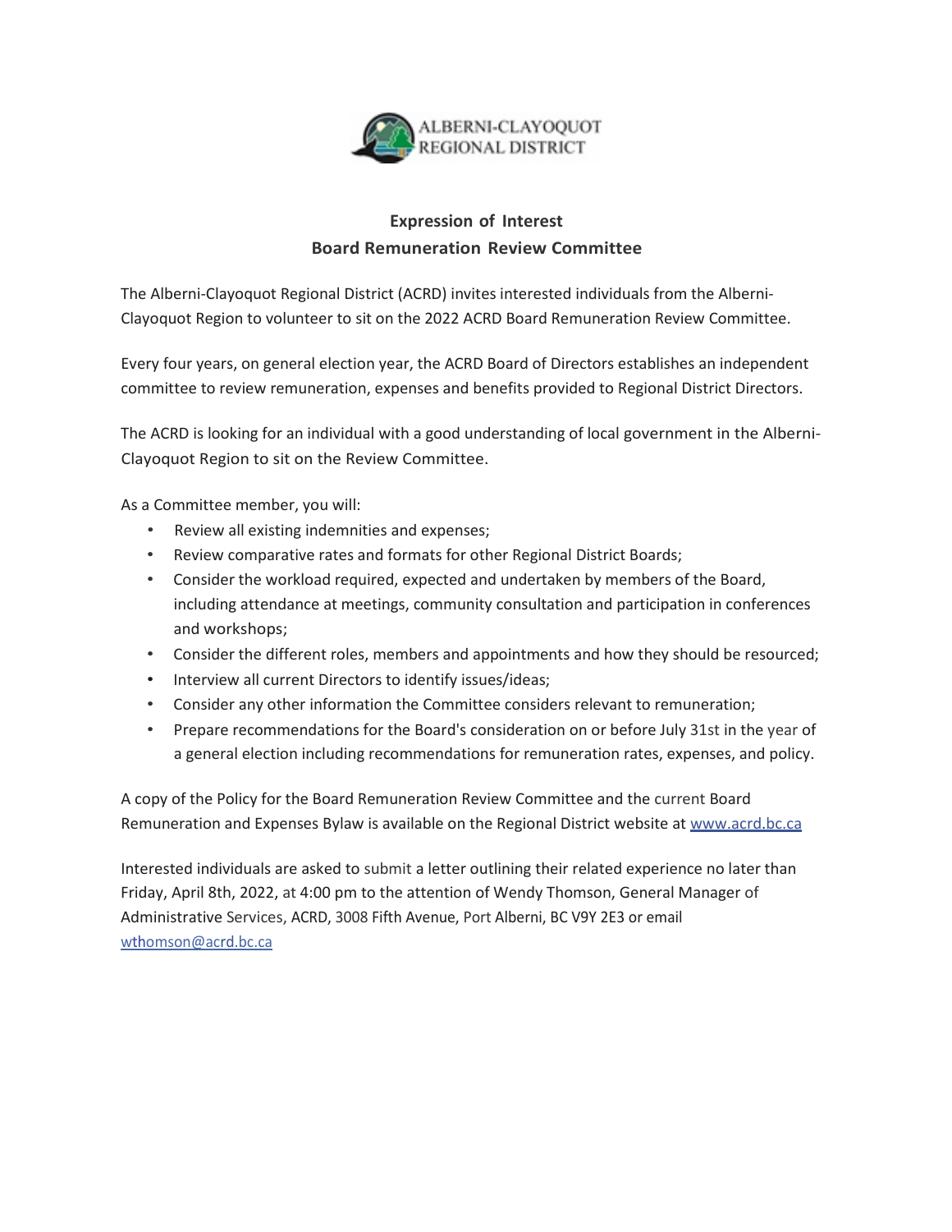ALBERNI-CLAYOQUOT
REGIONAL DISTRICT

## Expression of Interest
## Board Remuneration Review Committee

The Alberni-Clayoquot Regional District (ACRD) invites interested individuals from the Alberni-Clayoquot Region to volunteer to sit on the 2022 ACRD Board Remuneration Review Committee.

Every four years, on general election year, the ACRD Board of Directors establishes an independent committee to review remuneration, expenses and benefits provided to Regional District Directors.

The ACRD is looking for an individual with a good understanding of local government in the Alberni-Clayoquot Region to sit on the Review Committee.

As a Committee member, you will:

- Review all existing indemnities and expenses;
- Review comparative rates and formats for other Regional District Boards;
- Consider the workload required, expected and undertaken by members of the Board, including attendance at meetings, community consultation and participation in conferences and workshops;
- Consider the different roles, members and appointments and how they should be resourced;
- Interview all current Directors to identify issues/ideas;
- Consider any other information the Committee considers relevant to remuneration;
- Prepare recommendations for the Board's consideration on or before July 31st in the year of a general election including recommendations for remuneration rates, expenses, and policy.

A copy of the Policy for the Board Remuneration Review Committee and the current Board Remuneration and Expenses Bylaw is available on the Regional District website at [www.acrd.bc.ca](www.acrd.bc.ca)

Interested individuals are asked to submit a letter outlining their related experience no later than Friday, April 8th, 2022, at 4:00 pm to the attention of Wendy Thomson, General Manager of Administrative Services, ACRD, 3008 Fifth Avenue, Port Alberni, BC V9Y 2E3 or email [wthomson@acrd.bc.ca](mailto:wthomson@acrd.bc.ca)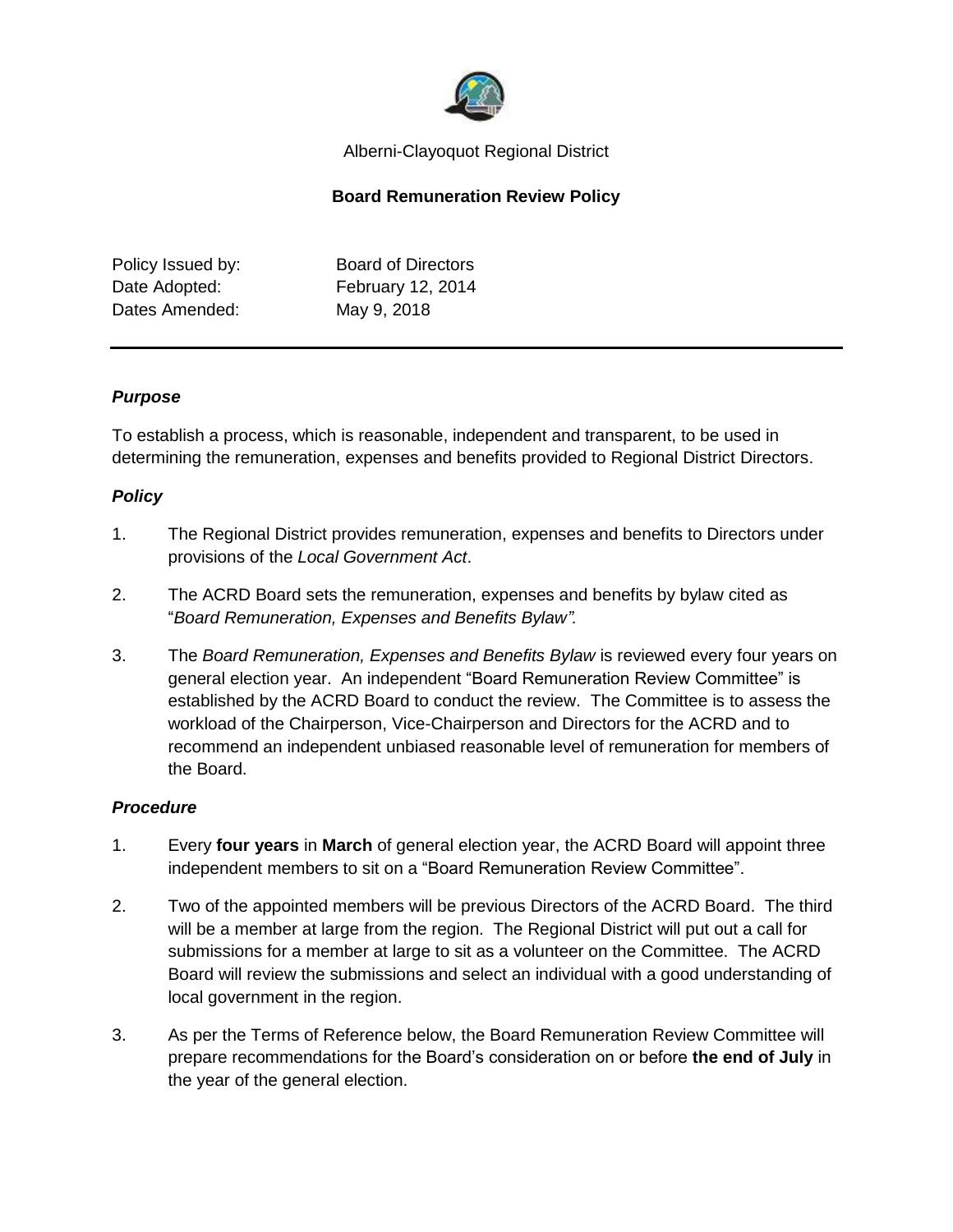Alberni-Clayoquot Regional District

**Board Remuneration Review Policy**

Policy Issued by: Board of Directors
Date Adopted: February 12, 2014
Dates Amended: May 9, 2018

---

### *Purpose*

To establish a process, which is reasonable, independent and transparent, to be used in determining the remuneration, expenses and benefits provided to Regional District Directors.

### *Policy*

1. The Regional District provides remuneration, expenses and benefits to Directors under provisions of the *Local Government Act*.

2. The ACRD Board sets the remuneration, expenses and benefits by bylaw cited as "*Board Remuneration, Expenses and Benefits Bylaw".*

3. The *Board Remuneration, Expenses and Benefits Bylaw* is reviewed every four years on general election year. An independent "Board Remuneration Review Committee" is established by the ACRD Board to conduct the review. The Committee is to assess the workload of the Chairperson, Vice-Chairperson and Directors for the ACRD and to recommend an independent unbiased reasonable level of remuneration for members of the Board.

### *Procedure*

1. Every **four years** in **March** of general election year, the ACRD Board will appoint three independent members to sit on a "Board Remuneration Review Committee".

2. Two of the appointed members will be previous Directors of the ACRD Board. The third will be a member at large from the region. The Regional District will put out a call for submissions for a member at large to sit as a volunteer on the Committee. The ACRD Board will review the submissions and select an individual with a good understanding of local government in the region.

3. As per the Terms of Reference below, the Board Remuneration Review Committee will prepare recommendations for the Board's consideration on or before **the end of July** in the year of the general election.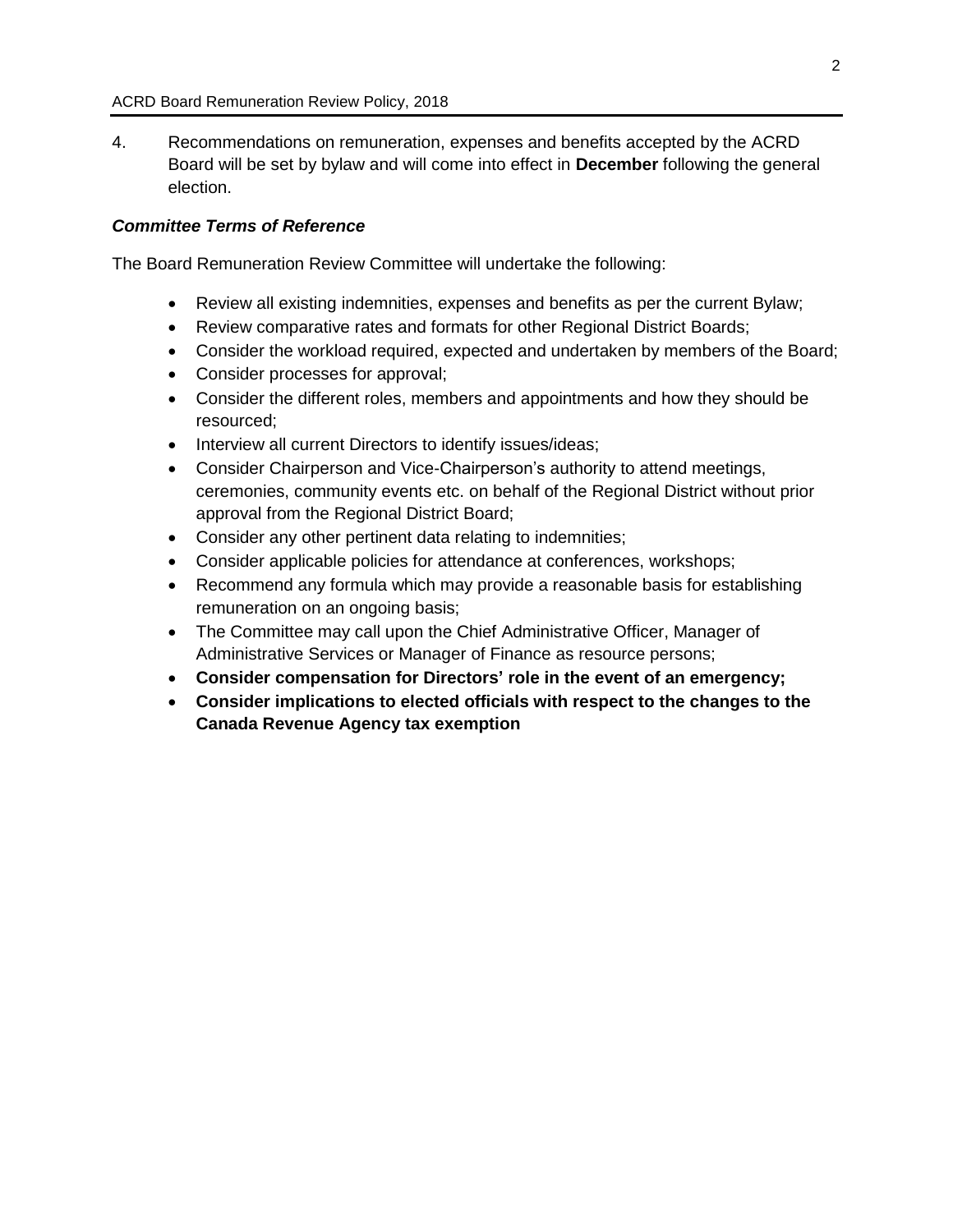4. Recommendations on remuneration, expenses and benefits accepted by the ACRD Board will be set by bylaw and will come into effect in **December** following the general election.

***Committee Terms of Reference***

The Board Remuneration Review Committee will undertake the following:

- Review all existing indemnities, expenses and benefits as per the current Bylaw;
- Review comparative rates and formats for other Regional District Boards;
- Consider the workload required, expected and undertaken by members of the Board;
- Consider processes for approval;
- Consider the different roles, members and appointments and how they should be resourced;
- Interview all current Directors to identify issues/ideas;
- Consider Chairperson and Vice-Chairperson's authority to attend meetings, ceremonies, community events etc. on behalf of the Regional District without prior approval from the Regional District Board;
- Consider any other pertinent data relating to indemnities;
- Consider applicable policies for attendance at conferences, workshops;
- Recommend any formula which may provide a reasonable basis for establishing remuneration on an ongoing basis;
- The Committee may call upon the Chief Administrative Officer, Manager of Administrative Services or Manager of Finance as resource persons;
- **Consider compensation for Directors' role in the event of an emergency;**
- **Consider implications to elected officials with respect to the changes to the Canada Revenue Agency tax exemption**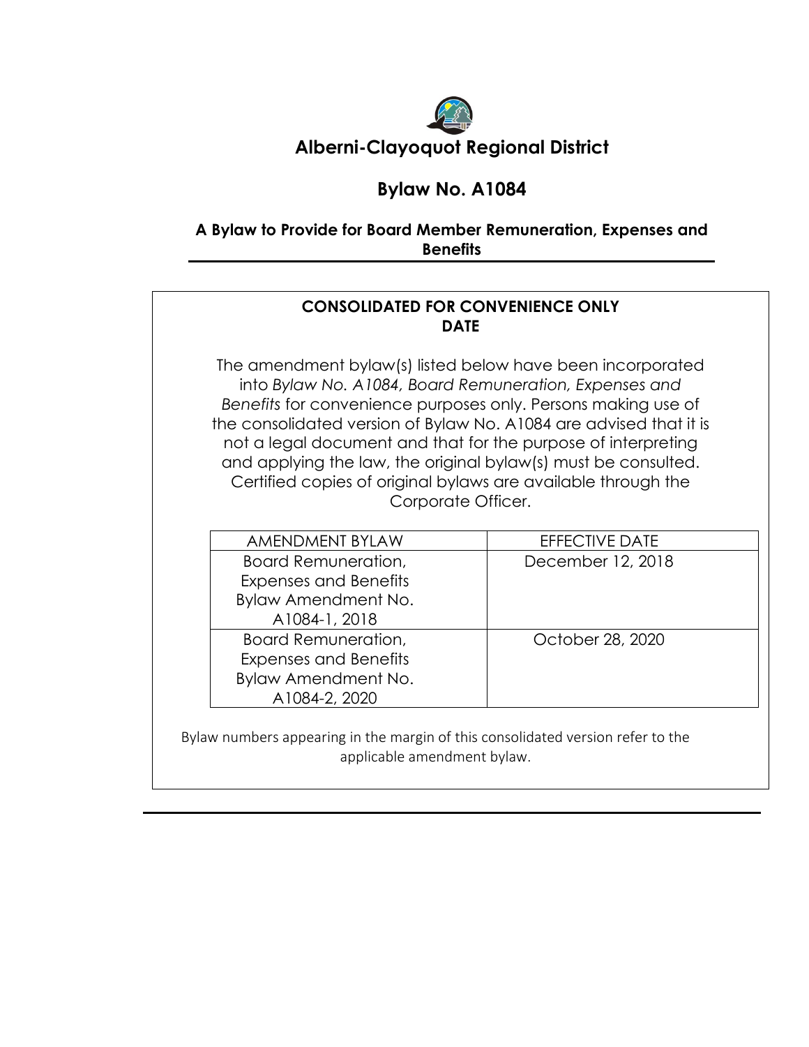# Alberni-Clayoquot Regional District

## Bylaw No. A1084

### A Bylaw to Provide for Board Member Remuneration, Expenses and Benefits

**CONSOLIDATED FOR CONVENIENCE ONLY**
**DATE**

The amendment bylaw(s) listed below have been incorporated into *Bylaw No. A1084, Board Remuneration, Expenses and Benefits* for convenience purposes only. Persons making use of the consolidated version of Bylaw No. A1084 are advised that it is not a legal document and that for the purpose of interpreting and applying the law, the original bylaw(s) must be consulted. Certified copies of original bylaws are available through the Corporate Officer.

| AMENDMENT BYLAW | EFFECTIVE DATE |
|---|---|
| Board Remuneration, Expenses and Benefits Bylaw Amendment No. A1084-1, 2018 | December 12, 2018 |
| Board Remuneration, Expenses and Benefits Bylaw Amendment No. A1084-2, 2020 | October 28, 2020 |

Bylaw numbers appearing in the margin of this consolidated version refer to the applicable amendment bylaw.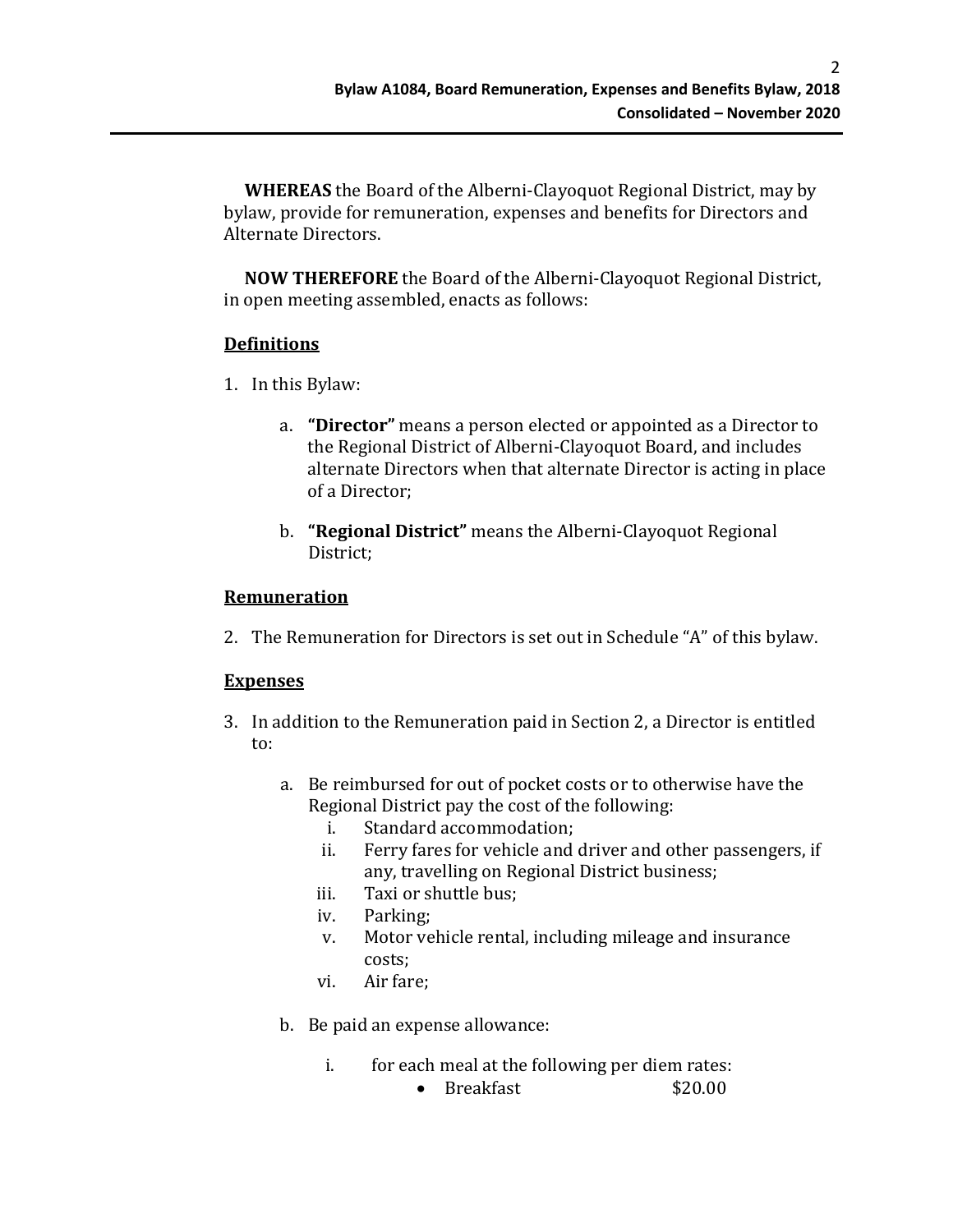**WHEREAS** the Board of the Alberni-Clayoquot Regional District, may by bylaw, provide for remuneration, expenses and benefits for Directors and Alternate Directors.

**NOW THEREFORE** the Board of the Alberni-Clayoquot Regional District, in open meeting assembled, enacts as follows:

## Definitions

1. In this Bylaw:

   a. **"Director"** means a person elected or appointed as a Director to the Regional District of Alberni-Clayoquot Board, and includes alternate Directors when that alternate Director is acting in place of a Director;

   b. **"Regional District"** means the Alberni-Clayoquot Regional District;

## Remuneration

2. The Remuneration for Directors is set out in Schedule "A" of this bylaw.

## Expenses

3. In addition to the Remuneration paid in Section 2, a Director is entitled to:

   a. Be reimbursed for out of pocket costs or to otherwise have the Regional District pay the cost of the following:
      i. Standard accommodation;
      ii. Ferry fares for vehicle and driver and other passengers, if any, travelling on Regional District business;
      iii. Taxi or shuttle bus;
      iv. Parking;
      v. Motor vehicle rental, including mileage and insurance costs;
      vi. Air fare;

   b. Be paid an expense allowance:

      i. for each meal at the following per diem rates:
         - Breakfast $20.00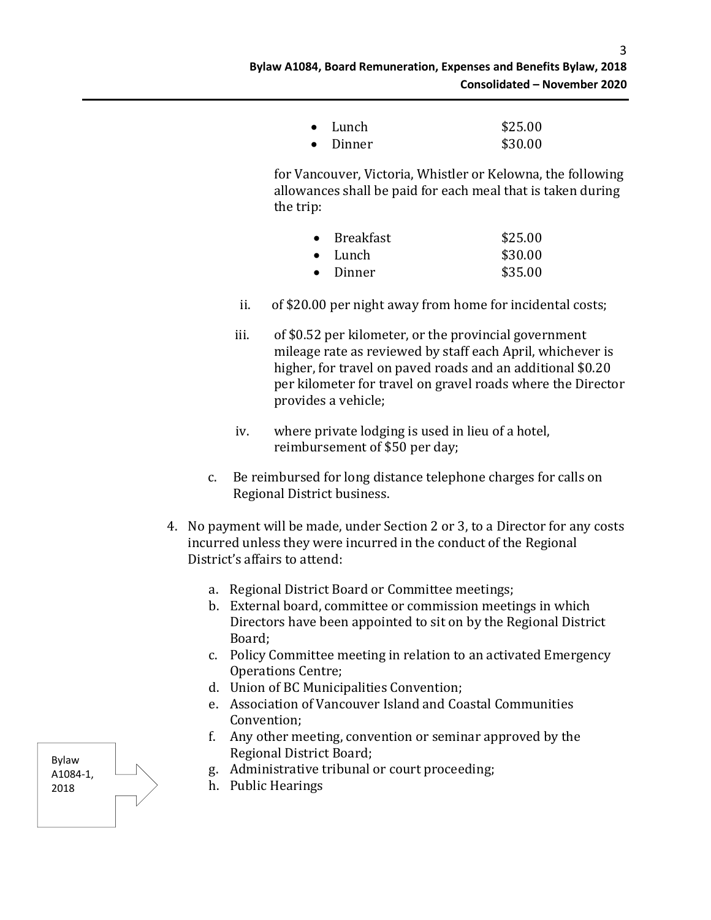- Lunch $25.00
- Dinner $30.00

for Vancouver, Victoria, Whistler or Kelowna, the following allowances shall be paid for each meal that is taken during the trip:

- Breakfast $25.00
- Lunch $30.00
- Dinner $35.00

ii. of $20.00 per night away from home for incidental costs;

iii. of $0.52 per kilometer, or the provincial government mileage rate as reviewed by staff each April, whichever is higher, for travel on paved roads and an additional $0.20 per kilometer for travel on gravel roads where the Director provides a vehicle;

iv. where private lodging is used in lieu of a hotel, reimbursement of $50 per day;

c. Be reimbursed for long distance telephone charges for calls on Regional District business.

4. No payment will be made, under Section 2 or 3, to a Director for any costs incurred unless they were incurred in the conduct of the Regional District's affairs to attend:

   a. Regional District Board or Committee meetings;
   b. External board, committee or commission meetings in which Directors have been appointed to sit on by the Regional District Board;
   c. Policy Committee meeting in relation to an activated Emergency Operations Centre;
   d. Union of BC Municipalities Convention;
   e. Association of Vancouver Island and Coastal Communities Convention;
   f. Any other meeting, convention or seminar approved by the Regional District Board;
   g. Administrative tribunal or court proceeding;
   h. Public Hearings

Bylaw A1084-1, 2018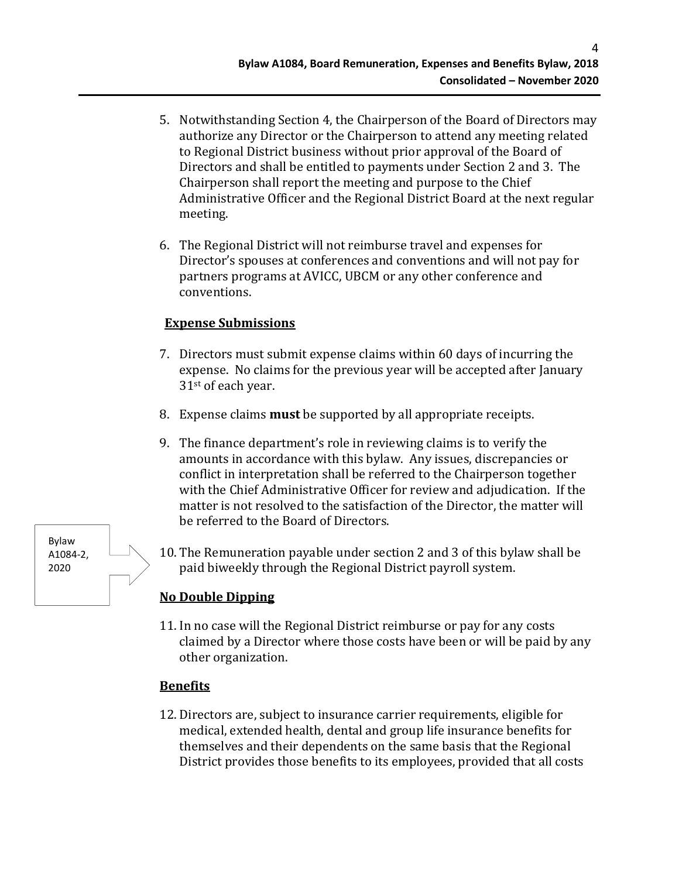5. Notwithstanding Section 4, the Chairperson of the Board of Directors may authorize any Director or the Chairperson to attend any meeting related to Regional District business without prior approval of the Board of Directors and shall be entitled to payments under Section 2 and 3. The Chairperson shall report the meeting and purpose to the Chief Administrative Officer and the Regional District Board at the next regular meeting.

6. The Regional District will not reimburse travel and expenses for Director's spouses at conferences and conventions and will not pay for partners programs at AVICC, UBCM or any other conference and conventions.

**Expense Submissions**

7. Directors must submit expense claims within 60 days of incurring the expense. No claims for the previous year will be accepted after January 31st of each year.

8. Expense claims **must** be supported by all appropriate receipts.

9. The finance department's role in reviewing claims is to verify the amounts in accordance with this bylaw. Any issues, discrepancies or conflict in interpretation shall be referred to the Chairperson together with the Chief Administrative Officer for review and adjudication. If the matter is not resolved to the satisfaction of the Director, the matter will be referred to the Board of Directors.

Bylaw A1084-2, 2020

10. The Remuneration payable under section 2 and 3 of this bylaw shall be paid biweekly through the Regional District payroll system.

**No Double Dipping**

11. In no case will the Regional District reimburse or pay for any costs claimed by a Director where those costs have been or will be paid by any other organization.

**Benefits**

12. Directors are, subject to insurance carrier requirements, eligible for medical, extended health, dental and group life insurance benefits for themselves and their dependents on the same basis that the Regional District provides those benefits to its employees, provided that all costs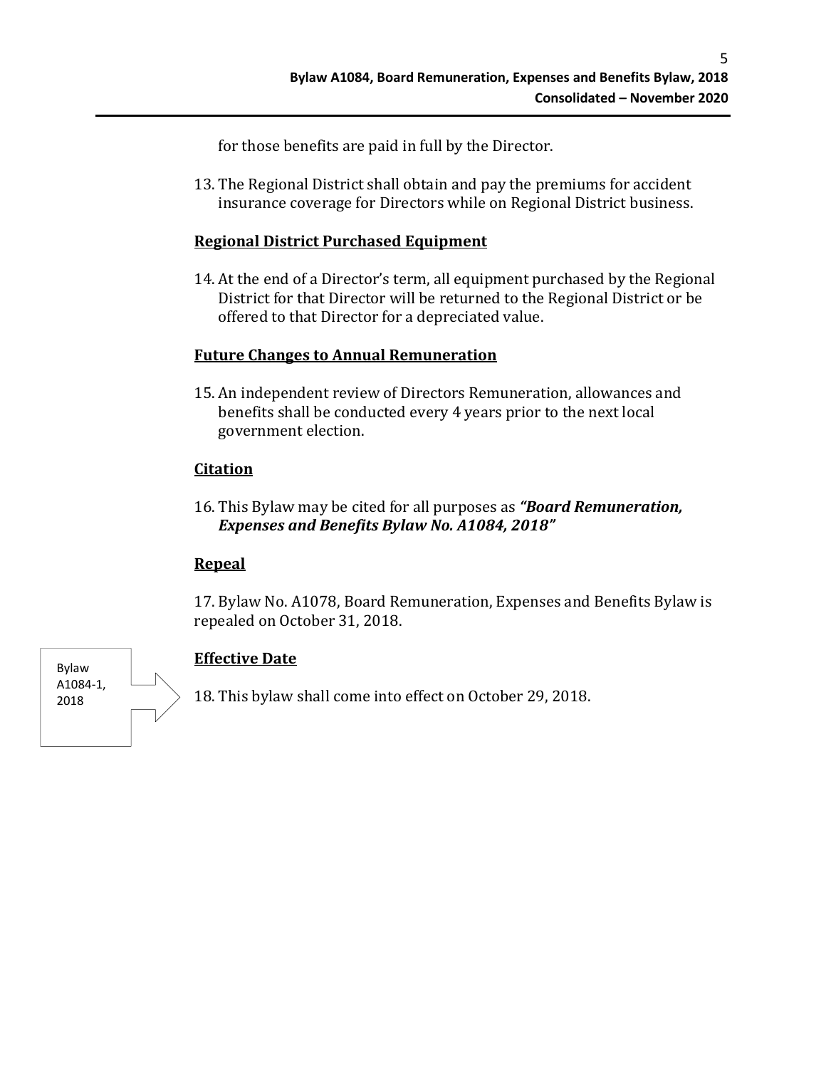for those benefits are paid in full by the Director.

13. The Regional District shall obtain and pay the premiums for accident insurance coverage for Directors while on Regional District business.

**Regional District Purchased Equipment**

14. At the end of a Director's term, all equipment purchased by the Regional District for that Director will be returned to the Regional District or be offered to that Director for a depreciated value.

**Future Changes to Annual Remuneration**

15. An independent review of Directors Remuneration, allowances and benefits shall be conducted every 4 years prior to the next local government election.

**Citation**

16. This Bylaw may be cited for all purposes as ***"Board Remuneration, Expenses and Benefits Bylaw No. A1084, 2018"***

**Repeal**

17. Bylaw No. A1078, Board Remuneration, Expenses and Benefits Bylaw is repealed on October 31, 2018.

**Effective Date**

Bylaw A1084-1, 2018

18. This bylaw shall come into effect on October 29, 2018.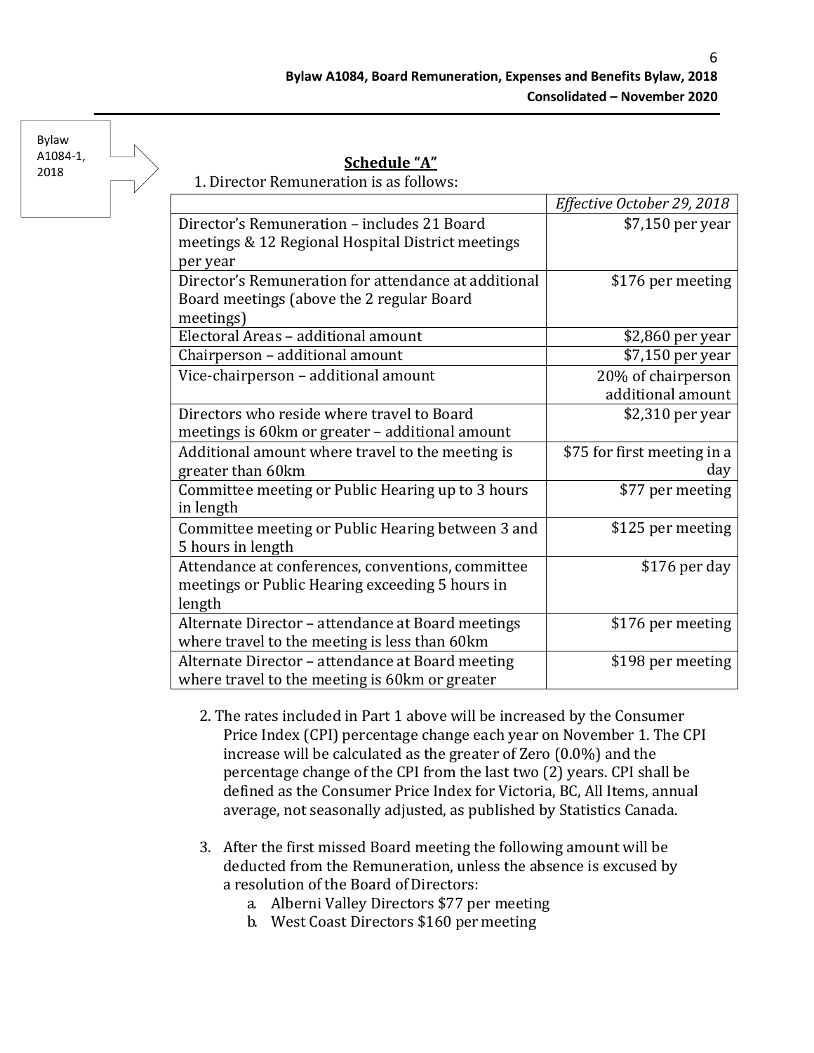Bylaw A1084-1, 2018

## Schedule "A"

1. Director Remuneration is as follows:

| | *Effective October 29, 2018* |
|---|---|
| Director's Remuneration – includes 21 Board meetings & 12 Regional Hospital District meetings per year | $7,150 per year |
| Director's Remuneration for attendance at additional Board meetings (above the 2 regular Board meetings) | $176 per meeting |
| Electoral Areas – additional amount | $2,860 per year |
| Chairperson – additional amount | $7,150 per year |
| Vice-chairperson – additional amount | 20% of chairperson additional amount |
| Directors who reside where travel to Board meetings is 60km or greater – additional amount | $2,310 per year |
| Additional amount where travel to the meeting is greater than 60km | $75 for first meeting in a day |
| Committee meeting or Public Hearing up to 3 hours in length | $77 per meeting |
| Committee meeting or Public Hearing between 3 and 5 hours in length | $125 per meeting |
| Attendance at conferences, conventions, committee meetings or Public Hearing exceeding 5 hours in length | $176 per day |
| Alternate Director – attendance at Board meetings where travel to the meeting is less than 60km | $176 per meeting |
| Alternate Director – attendance at Board meeting where travel to the meeting is 60km or greater | $198 per meeting |

2. The rates included in Part 1 above will be increased by the Consumer Price Index (CPI) percentage change each year on November 1. The CPI increase will be calculated as the greater of Zero (0.0%) and the percentage change of the CPI from the last two (2) years. CPI shall be defined as the Consumer Price Index for Victoria, BC, All Items, annual average, not seasonally adjusted, as published by Statistics Canada.

3. After the first missed Board meeting the following amount will be deducted from the Remuneration, unless the absence is excused by a resolution of the Board of Directors:
   a. Alberni Valley Directors $77 per meeting
   b. West Coast Directors $160 per meeting